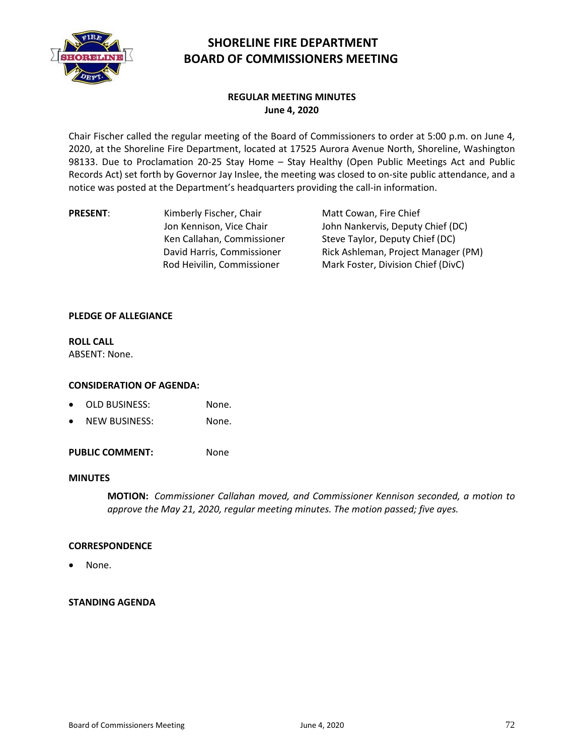# SHORELINE FIRE DEPARTMENT
# BOARD OF COMMISSIONERS MEETING

### REGULAR MEETING MINUTES
### June 4, 2020

Chair Fischer called the regular meeting of the Board of Commissioners to order at 5:00 p.m. on June 4, 2020, at the Shoreline Fire Department, located at 17525 Aurora Avenue North, Shoreline, Washington 98133. Due to Proclamation 20-25 Stay Home – Stay Healthy (Open Public Meetings Act and Public Records Act) set forth by Governor Jay Inslee, the meeting was closed to on-site public attendance, and a notice was posted at the Department's headquarters providing the call-in information.

| **PRESENT**: | | |
|---|---|---|
| | Kimberly Fischer, Chair | Matt Cowan, Fire Chief |
| | Jon Kennison, Vice Chair | John Nankervis, Deputy Chief (DC) |
| | Ken Callahan, Commissioner | Steve Taylor, Deputy Chief (DC) |
| | David Harris, Commissioner | Rick Ashleman, Project Manager (PM) |
| | Rod Heivilin, Commissioner | Mark Foster, Division Chief (DivC) |

**PLEDGE OF ALLEGIANCE**

**ROLL CALL**
ABSENT: None.

**CONSIDERATION OF AGENDA:**

- OLD BUSINESS: None.
- NEW BUSINESS: None.

**PUBLIC COMMENT:** None

**MINUTES**

> **MOTION:** *Commissioner Callahan moved, and Commissioner Kennison seconded, a motion to approve the May 21, 2020, regular meeting minutes. The motion passed; five ayes.*

**CORRESPONDENCE**

- None.

**STANDING AGENDA**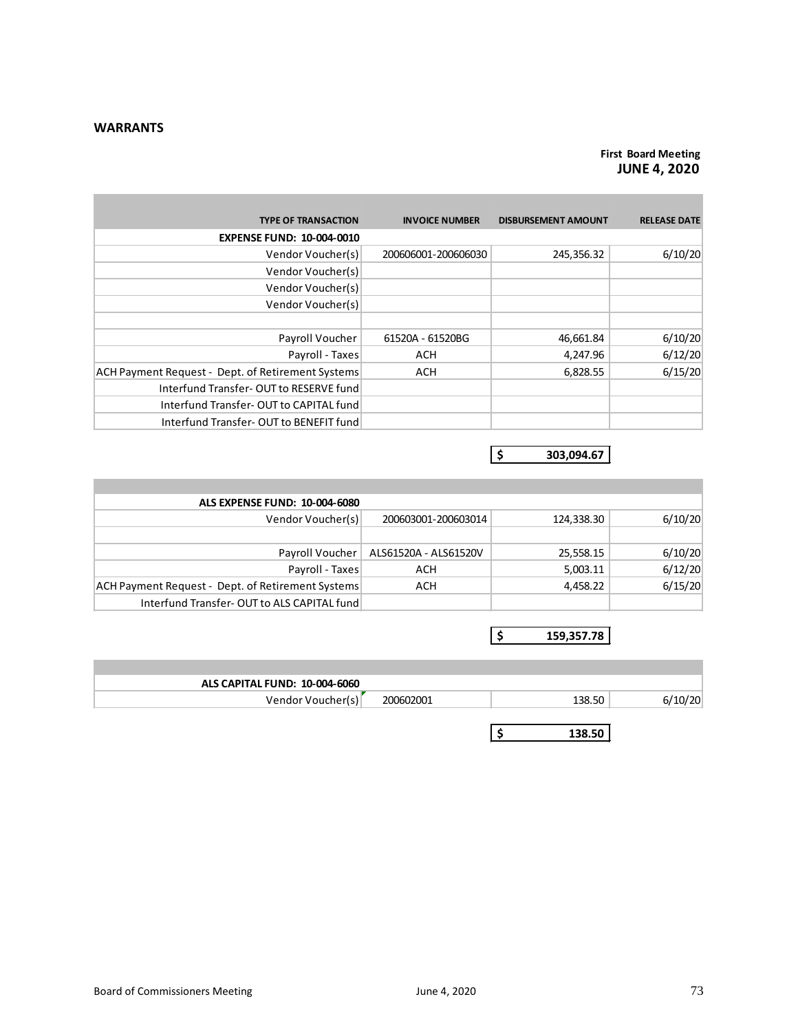## WARRANTS

**First Board Meeting**
**JUNE 4, 2020**

| TYPE OF TRANSACTION | INVOICE NUMBER | DISBURSEMENT AMOUNT | RELEASE DATE |
|---|---|---|---|
| **EXPENSE FUND: 10-004-0010** | | | |
| Vendor Voucher(s) | 200606001-200606030 | 245,356.32 | 6/10/20 |
| Vendor Voucher(s) | | | |
| Vendor Voucher(s) | | | |
| Vendor Voucher(s) | | | |
| | | | |
| Payroll Voucher | 61520A - 61520BG | 46,661.84 | 6/10/20 |
| Payroll - Taxes | ACH | 4,247.96 | 6/12/20 |
| ACH Payment Request - Dept. of Retirement Systems | ACH | 6,828.55 | 6/15/20 |
| Interfund Transfer- OUT to RESERVE fund | | | |
| Interfund Transfer- OUT to CAPITAL fund | | | |
| Interfund Transfer- OUT to BENEFIT fund | | | |
| | | **$ 303,094.67** | |

| TYPE OF TRANSACTION | INVOICE NUMBER | DISBURSEMENT AMOUNT | RELEASE DATE |
|---|---|---|---|
| **ALS EXPENSE FUND: 10-004-6080** | | | |
| Vendor Voucher(s) | 200603001-200603014 | 124,338.30 | 6/10/20 |
| | | | |
| Payroll Voucher | ALS61520A - ALS61520V | 25,558.15 | 6/10/20 |
| Payroll - Taxes | ACH | 5,003.11 | 6/12/20 |
| ACH Payment Request - Dept. of Retirement Systems | ACH | 4,458.22 | 6/15/20 |
| Interfund Transfer- OUT to ALS CAPITAL fund | | | |
| | | **$ 159,357.78** | |

| TYPE OF TRANSACTION | INVOICE NUMBER | DISBURSEMENT AMOUNT | RELEASE DATE |
|---|---|---|---|
| **ALS CAPITAL FUND: 10-004-6060** | | | |
| Vendor Voucher(s) | 200602001 | 138.50 | 6/10/20 |
| | | **$ 138.50** | |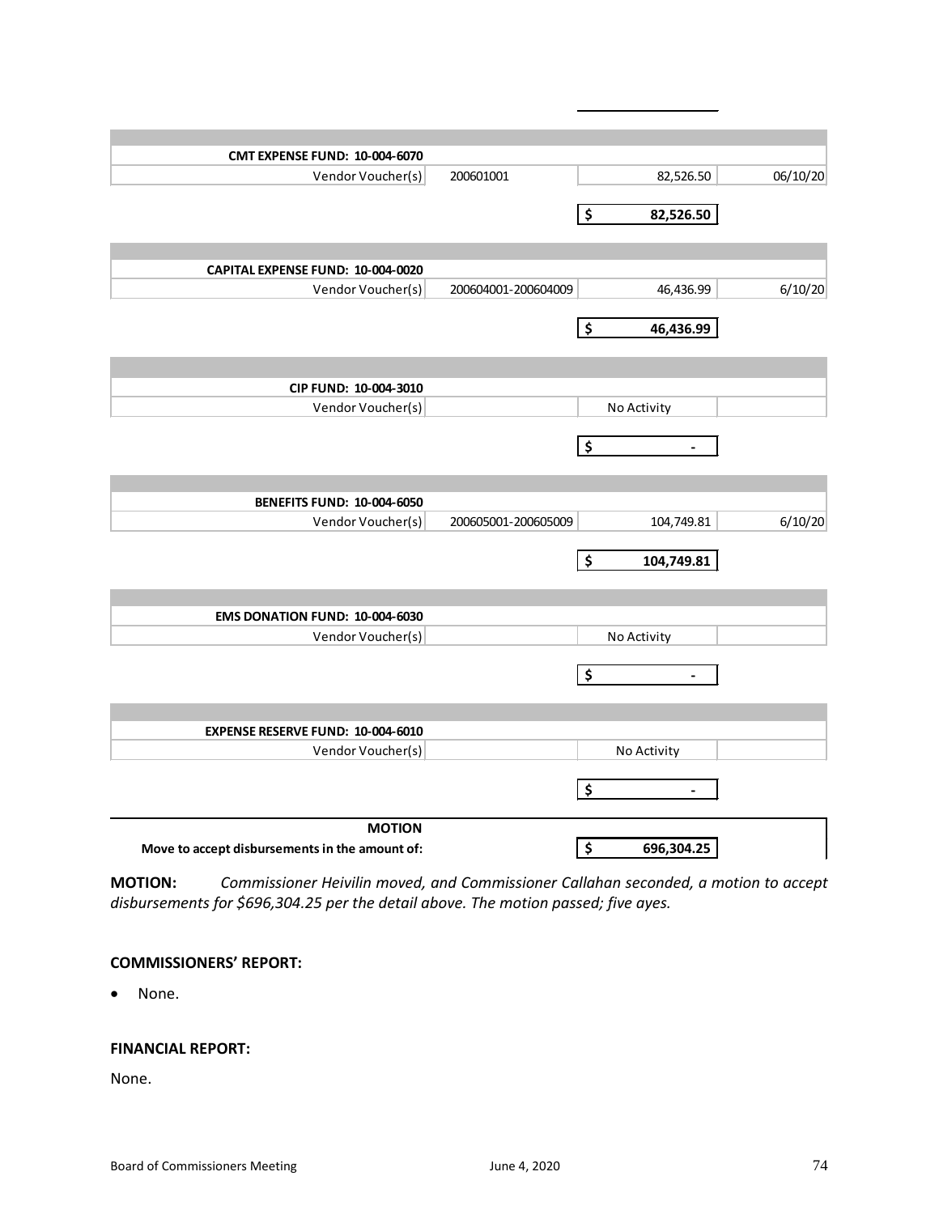| CMT EXPENSE FUND: 10-004-6070 | | | |
|---|---|---|---|
| Vendor Voucher(s) | 200601001 | 82,526.50 | 06/10/20 |
| | | **$ 82,526.50** | |

| CAPITAL EXPENSE FUND: 10-004-0020 | | | |
|---|---|---|---|
| Vendor Voucher(s) | 200604001-200604009 | 46,436.99 | 6/10/20 |
| | | **$ 46,436.99** | |

| CIP FUND: 10-004-3010 | | | |
|---|---|---|---|
| Vendor Voucher(s) | | No Activity | |
| | | $ - | |

| BENEFITS FUND: 10-004-6050 | | | |
|---|---|---|---|
| Vendor Voucher(s) | 200605001-200605009 | 104,749.81 | 6/10/20 |
| | | **$ 104,749.81** | |

| EMS DONATION FUND: 10-004-6030 | | | |
|---|---|---|---|
| Vendor Voucher(s) | | No Activity | |
| | | $ - | |

| EXPENSE RESERVE FUND: 10-004-6010 | | | |
|---|---|---|---|
| Vendor Voucher(s) | | No Activity | |
| | | $ - | |

| **MOTION** | | |
|---|---|---|
| **Move to accept disbursements in the amount of:** | | **$ 696,304.25** |

**MOTION:** *Commissioner Heivilin moved, and Commissioner Callahan seconded, a motion to accept disbursements for $696,304.25 per the detail above. The motion passed; five ayes.*

**COMMISSIONERS' REPORT:**

- None.

**FINANCIAL REPORT:**

None.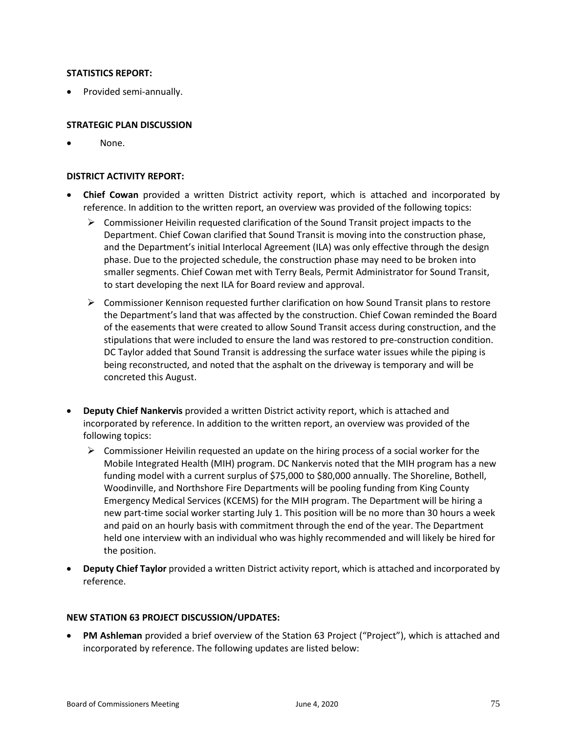**STATISTICS REPORT:**

- Provided semi-annually.

**STRATEGIC PLAN DISCUSSION**

- None.

**DISTRICT ACTIVITY REPORT:**

- **Chief Cowan** provided a written District activity report, which is attached and incorporated by reference. In addition to the written report, an overview was provided of the following topics:
  - Commissioner Heivilin requested clarification of the Sound Transit project impacts to the Department. Chief Cowan clarified that Sound Transit is moving into the construction phase, and the Department's initial Interlocal Agreement (ILA) was only effective through the design phase. Due to the projected schedule, the construction phase may need to be broken into smaller segments. Chief Cowan met with Terry Beals, Permit Administrator for Sound Transit, to start developing the next ILA for Board review and approval.
  - Commissioner Kennison requested further clarification on how Sound Transit plans to restore the Department's land that was affected by the construction. Chief Cowan reminded the Board of the easements that were created to allow Sound Transit access during construction, and the stipulations that were included to ensure the land was restored to pre-construction condition. DC Taylor added that Sound Transit is addressing the surface water issues while the piping is being reconstructed, and noted that the asphalt on the driveway is temporary and will be concreted this August.

- **Deputy Chief Nankervis** provided a written District activity report, which is attached and incorporated by reference. In addition to the written report, an overview was provided of the following topics:
  - Commissioner Heivilin requested an update on the hiring process of a social worker for the Mobile Integrated Health (MIH) program. DC Nankervis noted that the MIH program has a new funding model with a current surplus of $75,000 to $80,000 annually. The Shoreline, Bothell, Woodinville, and Northshore Fire Departments will be pooling funding from King County Emergency Medical Services (KCEMS) for the MIH program. The Department will be hiring a new part-time social worker starting July 1. This position will be no more than 30 hours a week and paid on an hourly basis with commitment through the end of the year. The Department held one interview with an individual who was highly recommended and will likely be hired for the position.

- **Deputy Chief Taylor** provided a written District activity report, which is attached and incorporated by reference.

**NEW STATION 63 PROJECT DISCUSSION/UPDATES:**

- **PM Ashleman** provided a brief overview of the Station 63 Project ("Project"), which is attached and incorporated by reference. The following updates are listed below: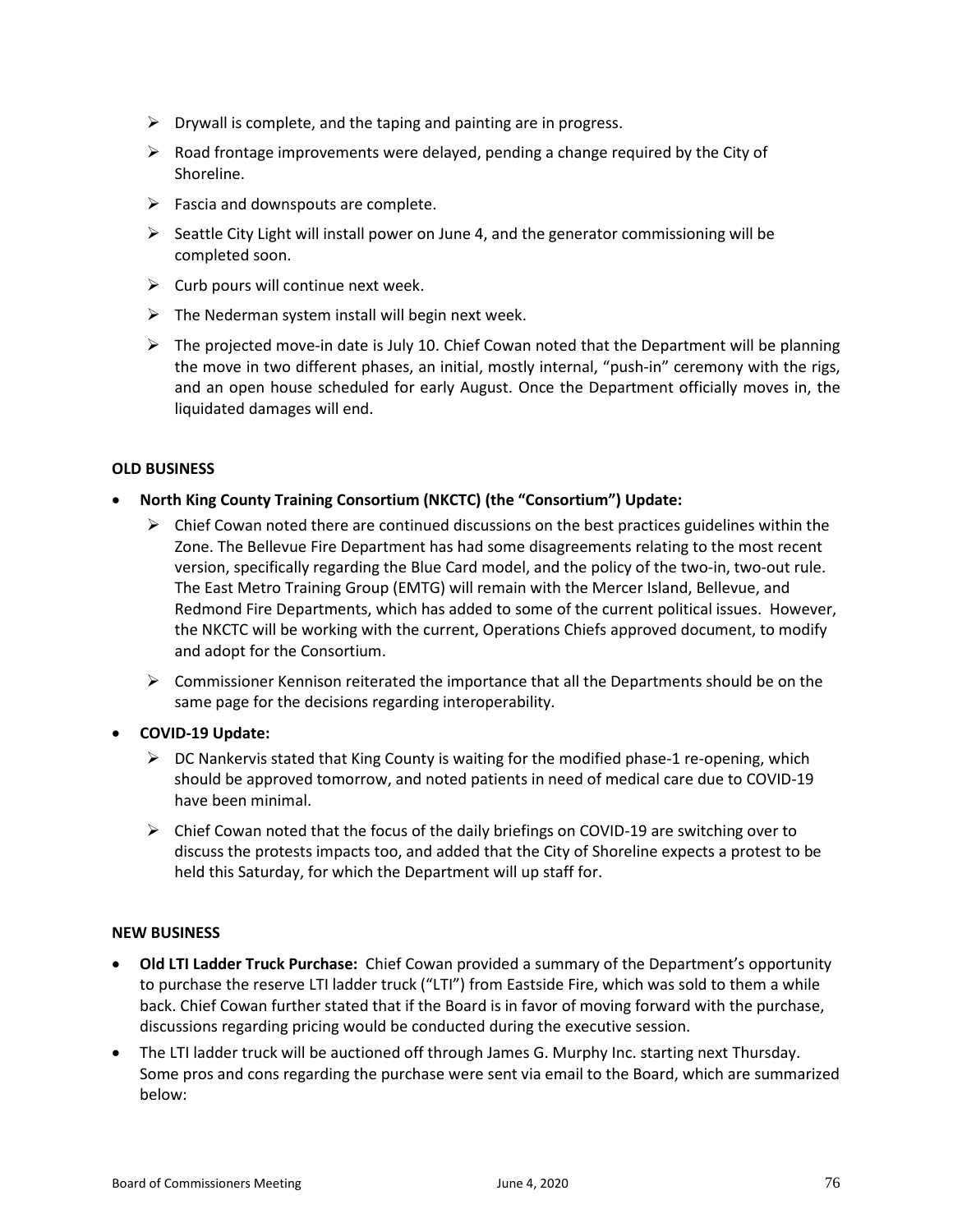- Drywall is complete, and the taping and painting are in progress.
- Road frontage improvements were delayed, pending a change required by the City of Shoreline.
- Fascia and downspouts are complete.
- Seattle City Light will install power on June 4, and the generator commissioning will be completed soon.
- Curb pours will continue next week.
- The Nederman system install will begin next week.
- The projected move-in date is July 10. Chief Cowan noted that the Department will be planning the move in two different phases, an initial, mostly internal, "push-in" ceremony with the rigs, and an open house scheduled for early August. Once the Department officially moves in, the liquidated damages will end.

**OLD BUSINESS**

- **North King County Training Consortium (NKCTC) (the "Consortium") Update:**
  - Chief Cowan noted there are continued discussions on the best practices guidelines within the Zone. The Bellevue Fire Department has had some disagreements relating to the most recent version, specifically regarding the Blue Card model, and the policy of the two-in, two-out rule. The East Metro Training Group (EMTG) will remain with the Mercer Island, Bellevue, and Redmond Fire Departments, which has added to some of the current political issues. However, the NKCTC will be working with the current, Operations Chiefs approved document, to modify and adopt for the Consortium.
  - Commissioner Kennison reiterated the importance that all the Departments should be on the same page for the decisions regarding interoperability.
- **COVID-19 Update:**
  - DC Nankervis stated that King County is waiting for the modified phase-1 re-opening, which should be approved tomorrow, and noted patients in need of medical care due to COVID-19 have been minimal.
  - Chief Cowan noted that the focus of the daily briefings on COVID-19 are switching over to discuss the protests impacts too, and added that the City of Shoreline expects a protest to be held this Saturday, for which the Department will up staff for.

**NEW BUSINESS**

- **Old LTI Ladder Truck Purchase:** Chief Cowan provided a summary of the Department's opportunity to purchase the reserve LTI ladder truck ("LTI") from Eastside Fire, which was sold to them a while back. Chief Cowan further stated that if the Board is in favor of moving forward with the purchase, discussions regarding pricing would be conducted during the executive session.
- The LTI ladder truck will be auctioned off through James G. Murphy Inc. starting next Thursday. Some pros and cons regarding the purchase were sent via email to the Board, which are summarized below: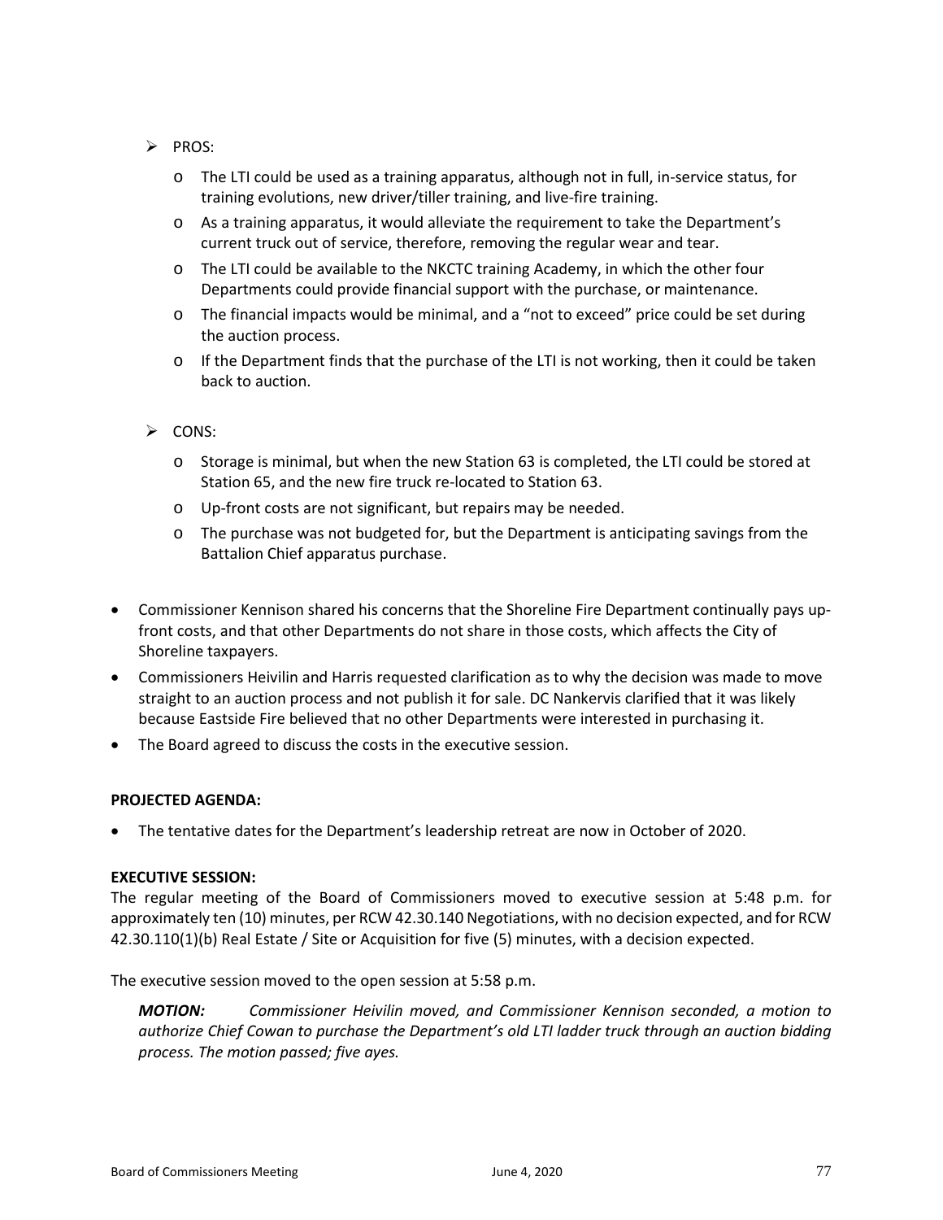- PROS:
  - The LTI could be used as a training apparatus, although not in full, in-service status, for training evolutions, new driver/tiller training, and live-fire training.
  - As a training apparatus, it would alleviate the requirement to take the Department's current truck out of service, therefore, removing the regular wear and tear.
  - The LTI could be available to the NKCTC training Academy, in which the other four Departments could provide financial support with the purchase, or maintenance.
  - The financial impacts would be minimal, and a "not to exceed" price could be set during the auction process.
  - If the Department finds that the purchase of the LTI is not working, then it could be taken back to auction.

- CONS:
  - Storage is minimal, but when the new Station 63 is completed, the LTI could be stored at Station 65, and the new fire truck re-located to Station 63.
  - Up-front costs are not significant, but repairs may be needed.
  - The purchase was not budgeted for, but the Department is anticipating savings from the Battalion Chief apparatus purchase.

- Commissioner Kennison shared his concerns that the Shoreline Fire Department continually pays up-front costs, and that other Departments do not share in those costs, which affects the City of Shoreline taxpayers.
- Commissioners Heivilin and Harris requested clarification as to why the decision was made to move straight to an auction process and not publish it for sale. DC Nankervis clarified that it was likely because Eastside Fire believed that no other Departments were interested in purchasing it.
- The Board agreed to discuss the costs in the executive session.

**PROJECTED AGENDA:**

- The tentative dates for the Department's leadership retreat are now in October of 2020.

**EXECUTIVE SESSION:**

The regular meeting of the Board of Commissioners moved to executive session at 5:48 p.m. for approximately ten (10) minutes, per RCW 42.30.140 Negotiations, with no decision expected, and for RCW 42.30.110(1)(b) Real Estate / Site or Acquisition for five (5) minutes, with a decision expected.

The executive session moved to the open session at 5:58 p.m.

> ***MOTION:*** *Commissioner Heivilin moved, and Commissioner Kennison seconded, a motion to authorize Chief Cowan to purchase the Department's old LTI ladder truck through an auction bidding process. The motion passed; five ayes.*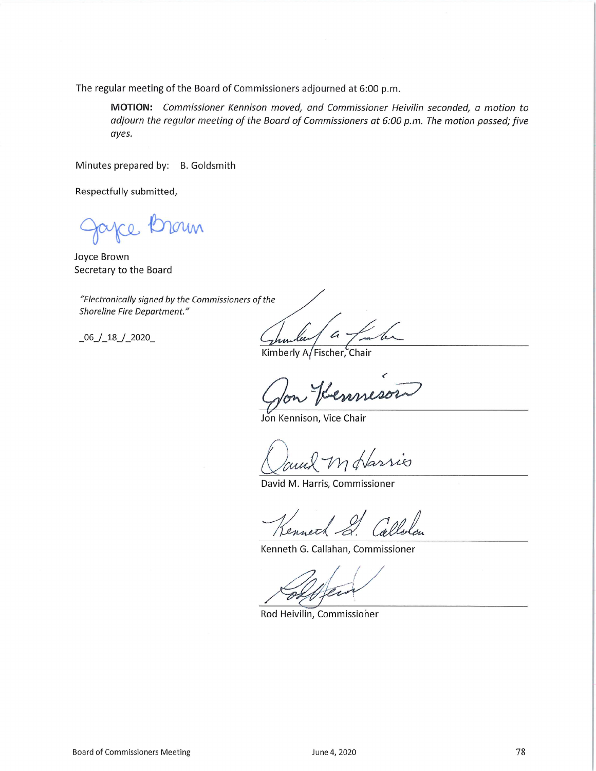The regular meeting of the Board of Commissioners adjourned at 6:00 p.m.

> **MOTION:** *Commissioner Kennison moved, and Commissioner Heivilin seconded, a motion to adjourn the regular meeting of the Board of Commissioners at 6:00 p.m. The motion passed; five ayes.*

Minutes prepared by: B. Goldsmith

Respectfully submitted,

Joyce Brown
Secretary to the Board

*"Electronically signed by the Commissioners of the Shoreline Fire Department."*

_06_/_18_/_2020_

Kimberly A. Fischer, Chair

Jon Kennison, Vice Chair

David M. Harris, Commissioner

Kenneth G. Callahan, Commissioner

Rod Heivilin, Commissioner